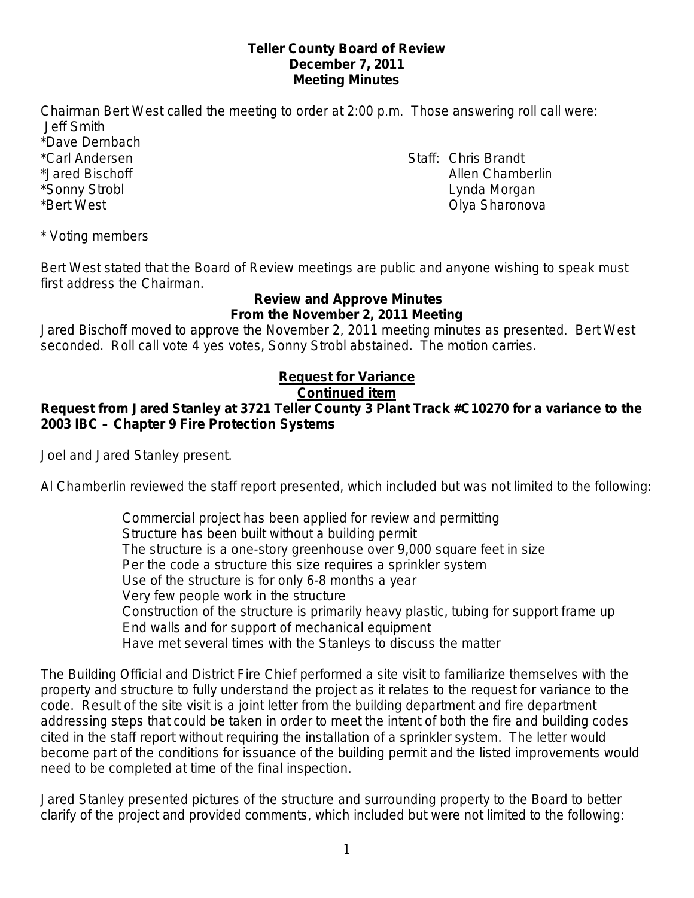**Teller County Board of Review**
**December 7, 2011**
**Meeting Minutes**

Chairman Bert West called the meeting to order at 2:00 p.m. Those answering roll call were:

Jeff Smith
*Dave Dernbach
*Carl Andersen
*Jared Bischoff
*Sonny Strobl
*Bert West

Staff: Chris Brandt
Allen Chamberlin
Lynda Morgan
Olya Sharonova

* Voting members

Bert West stated that the Board of Review meetings are public and anyone wishing to speak must first address the Chairman.

**Review and Approve Minutes**
**From the November 2, 2011 Meeting**

Jared Bischoff moved to approve the November 2, 2011 meeting minutes as presented. Bert West seconded. Roll call vote 4 yes votes, Sonny Strobl abstained. The motion carries.

**Request for Variance**
**Continued item**

**Request from Jared Stanley at 3721 Teller County 3 Plant Track #C10270 for a variance to the 2003 IBC – Chapter 9 Fire Protection Systems**

Joel and Jared Stanley present.

Al Chamberlin reviewed the staff report presented, which included but was not limited to the following:

Commercial project has been applied for review and permitting
Structure has been built without a building permit
The structure is a one-story greenhouse over 9,000 square feet in size
Per the code a structure this size requires a sprinkler system
Use of the structure is for only 6-8 months a year
Very few people work in the structure
Construction of the structure is primarily heavy plastic, tubing for support frame up
End walls and for support of mechanical equipment
Have met several times with the Stanleys to discuss the matter

The Building Official and District Fire Chief performed a site visit to familiarize themselves with the property and structure to fully understand the project as it relates to the request for variance to the code. Result of the site visit is a joint letter from the building department and fire department addressing steps that could be taken in order to meet the intent of both the fire and building codes cited in the staff report without requiring the installation of a sprinkler system. The letter would become part of the conditions for issuance of the building permit and the listed improvements would need to be completed at time of the final inspection.

Jared Stanley presented pictures of the structure and surrounding property to the Board to better clarify of the project and provided comments, which included but were not limited to the following: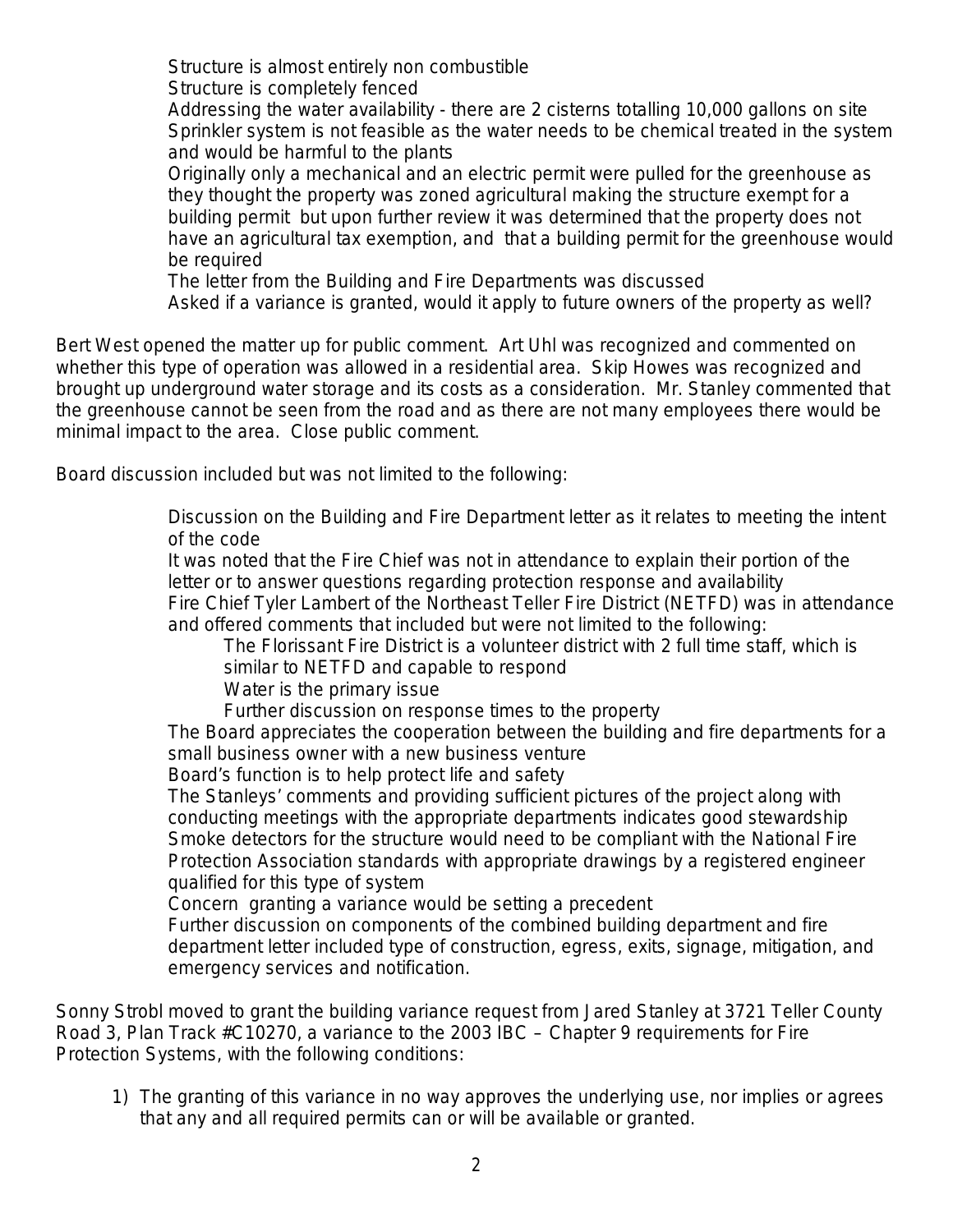- Structure is almost entirely non combustible
- Structure is completely fenced
- Addressing the water availability - there are 2 cisterns totalling 10,000 gallons on site
- Sprinkler system is not feasible as the water needs to be chemical treated in the system and would be harmful to the plants
- Originally only a mechanical and an electric permit were pulled for the greenhouse as they thought the property was zoned agricultural making the structure exempt for a building permit but upon further review it was determined that the property does not have an agricultural tax exemption, and that a building permit for the greenhouse would be required
- The letter from the Building and Fire Departments was discussed
- Asked if a variance is granted, would it apply to future owners of the property as well?

Bert West opened the matter up for public comment. Art Uhl was recognized and commented on whether this type of operation was allowed in a residential area. Skip Howes was recognized and brought up underground water storage and its costs as a consideration. Mr. Stanley commented that the greenhouse cannot be seen from the road and as there are not many employees there would be minimal impact to the area. Close public comment.

Board discussion included but was not limited to the following:

- Discussion on the Building and Fire Department letter as it relates to meeting the intent of the code
- It was noted that the Fire Chief was not in attendance to explain their portion of the letter or to answer questions regarding protection response and availability
- Fire Chief Tyler Lambert of the Northeast Teller Fire District (NETFD) was in attendance and offered comments that included but were not limited to the following:
  - The Florissant Fire District is a volunteer district with 2 full time staff, which is similar to NETFD and capable to respond
  - Water is the primary issue
  - Further discussion on response times to the property
- The Board appreciates the cooperation between the building and fire departments for a small business owner with a new business venture
- Board's function is to help protect life and safety
- The Stanleys' comments and providing sufficient pictures of the project along with conducting meetings with the appropriate departments indicates good stewardship
- Smoke detectors for the structure would need to be compliant with the National Fire Protection Association standards with appropriate drawings by a registered engineer qualified for this type of system
- Concern granting a variance would be setting a precedent
- Further discussion on components of the combined building department and fire department letter included type of construction, egress, exits, signage, mitigation, and emergency services and notification.

Sonny Strobl moved to grant the building variance request from Jared Stanley at 3721 Teller County Road 3, Plan Track #C10270, a variance to the 2003 IBC – Chapter 9 requirements for Fire Protection Systems, with the following conditions:

1) The granting of this variance in no way approves the underlying use, nor implies or agrees that any and all required permits can or will be available or granted.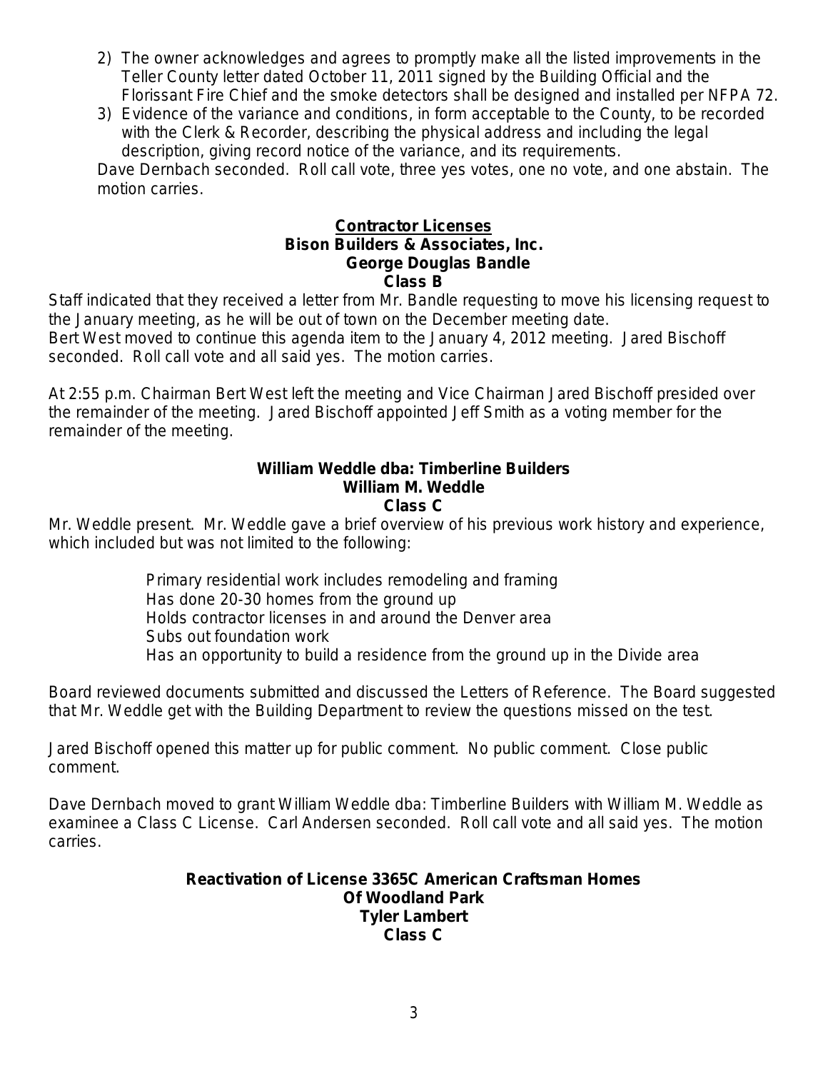2) The owner acknowledges and agrees to promptly make all the listed improvements in the Teller County letter dated October 11, 2011 signed by the Building Official and the Florissant Fire Chief and the smoke detectors shall be designed and installed per NFPA 72.
3) Evidence of the variance and conditions, in form acceptable to the County, to be recorded with the Clerk & Recorder, describing the physical address and including the legal description, giving record notice of the variance, and its requirements.

Dave Dernbach seconded. Roll call vote, three yes votes, one no vote, and one abstain. The motion carries.

**Contractor Licenses**
**Bison Builders & Associates, Inc.**
**George Douglas Bandle**
**Class B**

Staff indicated that they received a letter from Mr. Bandle requesting to move his licensing request to the January meeting, as he will be out of town on the December meeting date.
Bert West moved to continue this agenda item to the January 4, 2012 meeting. Jared Bischoff seconded. Roll call vote and all said yes. The motion carries.

At 2:55 p.m. Chairman Bert West left the meeting and Vice Chairman Jared Bischoff presided over the remainder of the meeting. Jared Bischoff appointed Jeff Smith as a voting member for the remainder of the meeting.

**William Weddle dba: Timberline Builders**
**William M. Weddle**
**Class C**

Mr. Weddle present. Mr. Weddle gave a brief overview of his previous work history and experience, which included but was not limited to the following:

- Primary residential work includes remodeling and framing
- Has done 20-30 homes from the ground up
- Holds contractor licenses in and around the Denver area
- Subs out foundation work
- Has an opportunity to build a residence from the ground up in the Divide area

Board reviewed documents submitted and discussed the Letters of Reference. The Board suggested that Mr. Weddle get with the Building Department to review the questions missed on the test.

Jared Bischoff opened this matter up for public comment. No public comment. Close public comment.

Dave Dernbach moved to grant William Weddle dba: Timberline Builders with William M. Weddle as examinee a Class C License. Carl Andersen seconded. Roll call vote and all said yes. The motion carries.

**Reactivation of License 3365C American Craftsman Homes**
**Of Woodland Park**
**Tyler Lambert**
**Class C**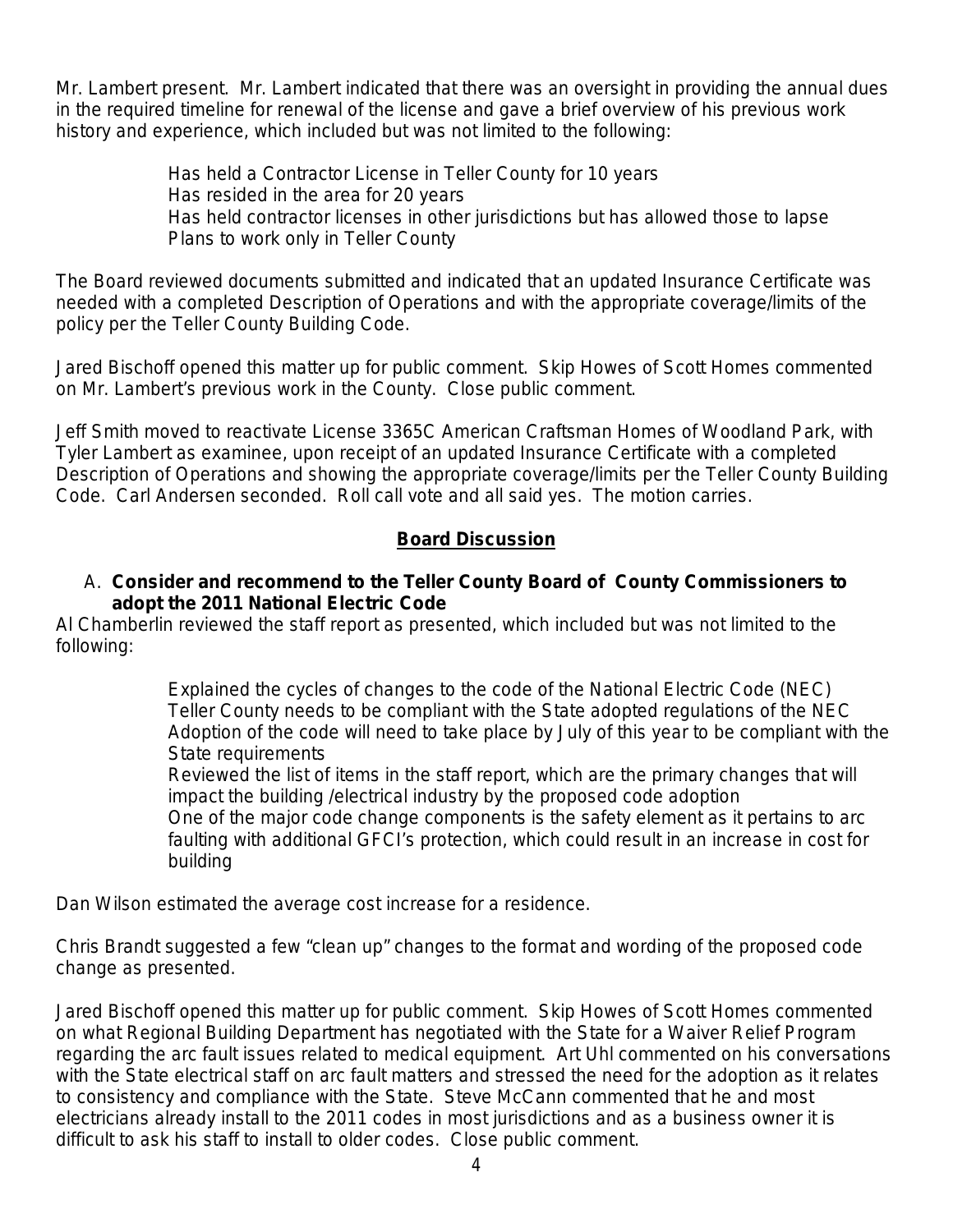Mr. Lambert present. Mr. Lambert indicated that there was an oversight in providing the annual dues in the required timeline for renewal of the license and gave a brief overview of his previous work history and experience, which included but was not limited to the following:

> Has held a Contractor License in Teller County for 10 years
> Has resided in the area for 20 years
> Has held contractor licenses in other jurisdictions but has allowed those to lapse
> Plans to work only in Teller County

The Board reviewed documents submitted and indicated that an updated Insurance Certificate was needed with a completed Description of Operations and with the appropriate coverage/limits of the policy per the Teller County Building Code.

Jared Bischoff opened this matter up for public comment. Skip Howes of Scott Homes commented on Mr. Lambert's previous work in the County. Close public comment.

Jeff Smith moved to reactivate License 3365C American Craftsman Homes of Woodland Park, with Tyler Lambert as examinee, upon receipt of an updated Insurance Certificate with a completed Description of Operations and showing the appropriate coverage/limits per the Teller County Building Code. Carl Andersen seconded. Roll call vote and all said yes. The motion carries.

## Board Discussion

A. **Consider and recommend to the Teller County Board of County Commissioners to adopt the 2011 National Electric Code**

Al Chamberlin reviewed the staff report as presented, which included but was not limited to the following:

> Explained the cycles of changes to the code of the National Electric Code (NEC)
> Teller County needs to be compliant with the State adopted regulations of the NEC
> Adoption of the code will need to take place by July of this year to be compliant with the State requirements
> Reviewed the list of items in the staff report, which are the primary changes that will impact the building /electrical industry by the proposed code adoption
> One of the major code change components is the safety element as it pertains to arc faulting with additional GFCI's protection, which could result in an increase in cost for building

Dan Wilson estimated the average cost increase for a residence.

Chris Brandt suggested a few "clean up" changes to the format and wording of the proposed code change as presented.

Jared Bischoff opened this matter up for public comment. Skip Howes of Scott Homes commented on what Regional Building Department has negotiated with the State for a Waiver Relief Program regarding the arc fault issues related to medical equipment. Art Uhl commented on his conversations with the State electrical staff on arc fault matters and stressed the need for the adoption as it relates to consistency and compliance with the State. Steve McCann commented that he and most electricians already install to the 2011 codes in most jurisdictions and as a business owner it is difficult to ask his staff to install to older codes. Close public comment.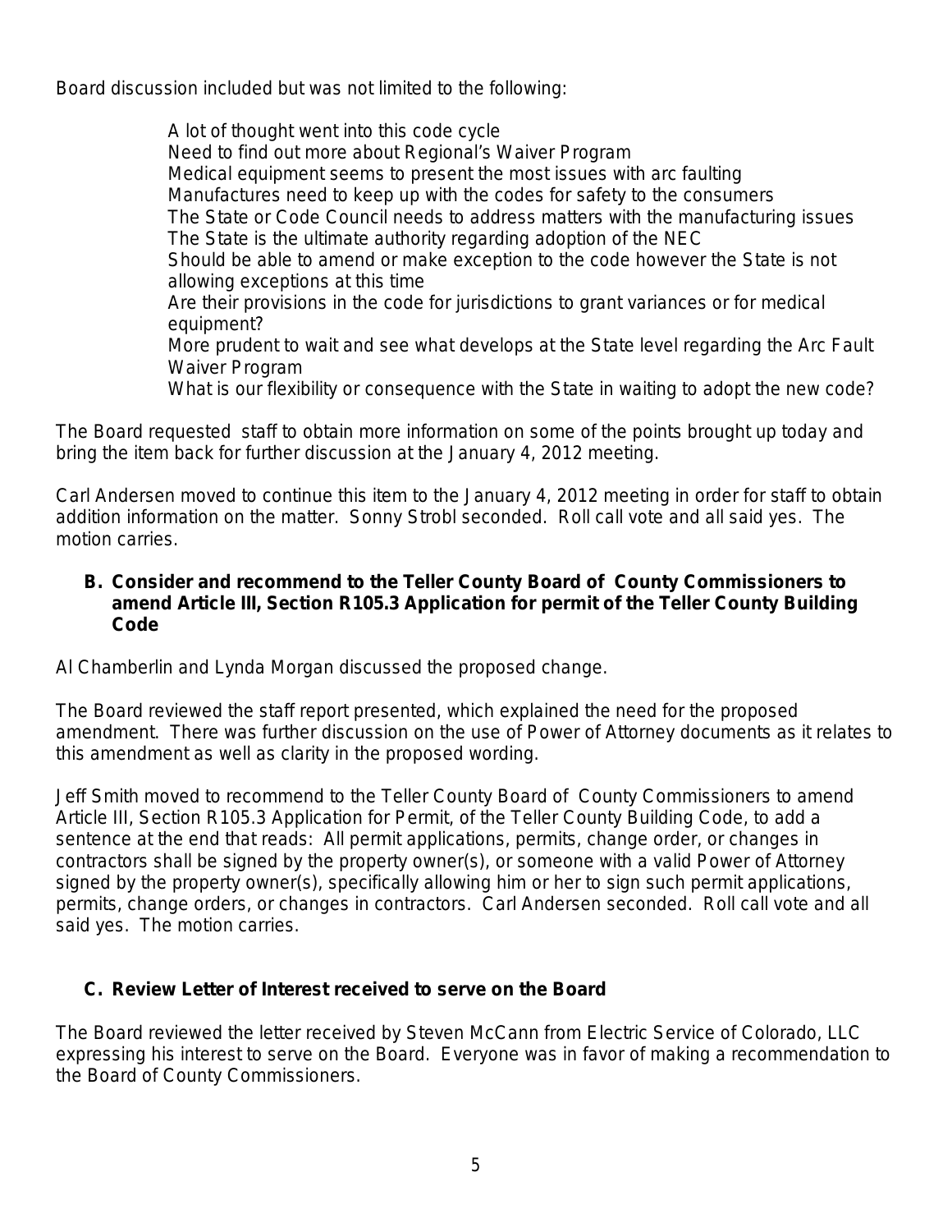Board discussion included but was not limited to the following:

- A lot of thought went into this code cycle
- Need to find out more about Regional's Waiver Program
- Medical equipment seems to present the most issues with arc faulting
- Manufactures need to keep up with the codes for safety to the consumers
- The State or Code Council needs to address matters with the manufacturing issues
- The State is the ultimate authority regarding adoption of the NEC
- Should be able to amend or make exception to the code however the State is not allowing exceptions at this time
- Are their provisions in the code for jurisdictions to grant variances or for medical equipment?
- More prudent to wait and see what develops at the State level regarding the Arc Fault Waiver Program
- What is our flexibility or consequence with the State in waiting to adopt the new code?

The Board requested staff to obtain more information on some of the points brought up today and bring the item back for further discussion at the January 4, 2012 meeting.

Carl Andersen moved to continue this item to the January 4, 2012 meeting in order for staff to obtain addition information on the matter. Sonny Strobl seconded. Roll call vote and all said yes. The motion carries.

**B. Consider and recommend to the Teller County Board of County Commissioners to amend Article III, Section R105.3 Application for permit of the Teller County Building Code**

Al Chamberlin and Lynda Morgan discussed the proposed change.

The Board reviewed the staff report presented, which explained the need for the proposed amendment. There was further discussion on the use of Power of Attorney documents as it relates to this amendment as well as clarity in the proposed wording.

Jeff Smith moved to recommend to the Teller County Board of County Commissioners to amend Article III, Section R105.3 Application for Permit, of the Teller County Building Code, to add a sentence at the end that reads: All permit applications, permits, change order, or changes in contractors shall be signed by the property owner(s), or someone with a valid Power of Attorney signed by the property owner(s), specifically allowing him or her to sign such permit applications, permits, change orders, or changes in contractors. Carl Andersen seconded. Roll call vote and all said yes. The motion carries.

**C. Review Letter of Interest received to serve on the Board**

The Board reviewed the letter received by Steven McCann from Electric Service of Colorado, LLC expressing his interest to serve on the Board. Everyone was in favor of making a recommendation to the Board of County Commissioners.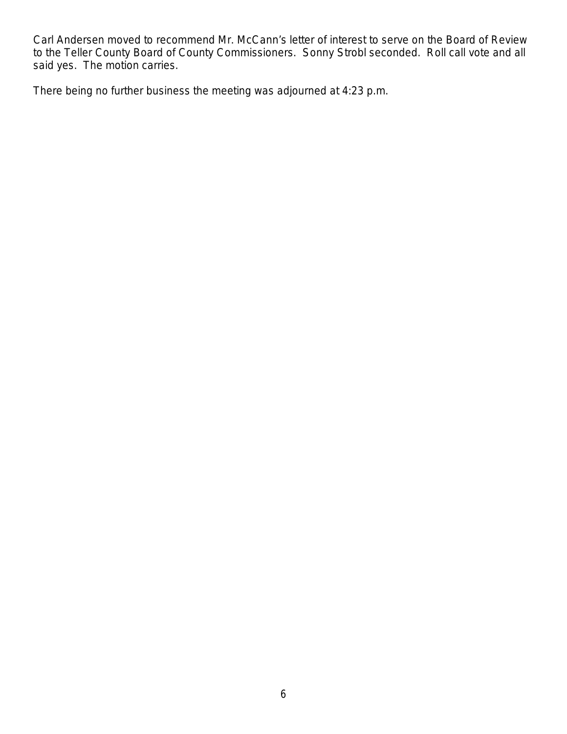Carl Andersen moved to recommend Mr. McCann's letter of interest to serve on the Board of Review to the Teller County Board of County Commissioners. Sonny Strobl seconded. Roll call vote and all said yes. The motion carries.

There being no further business the meeting was adjourned at 4:23 p.m.